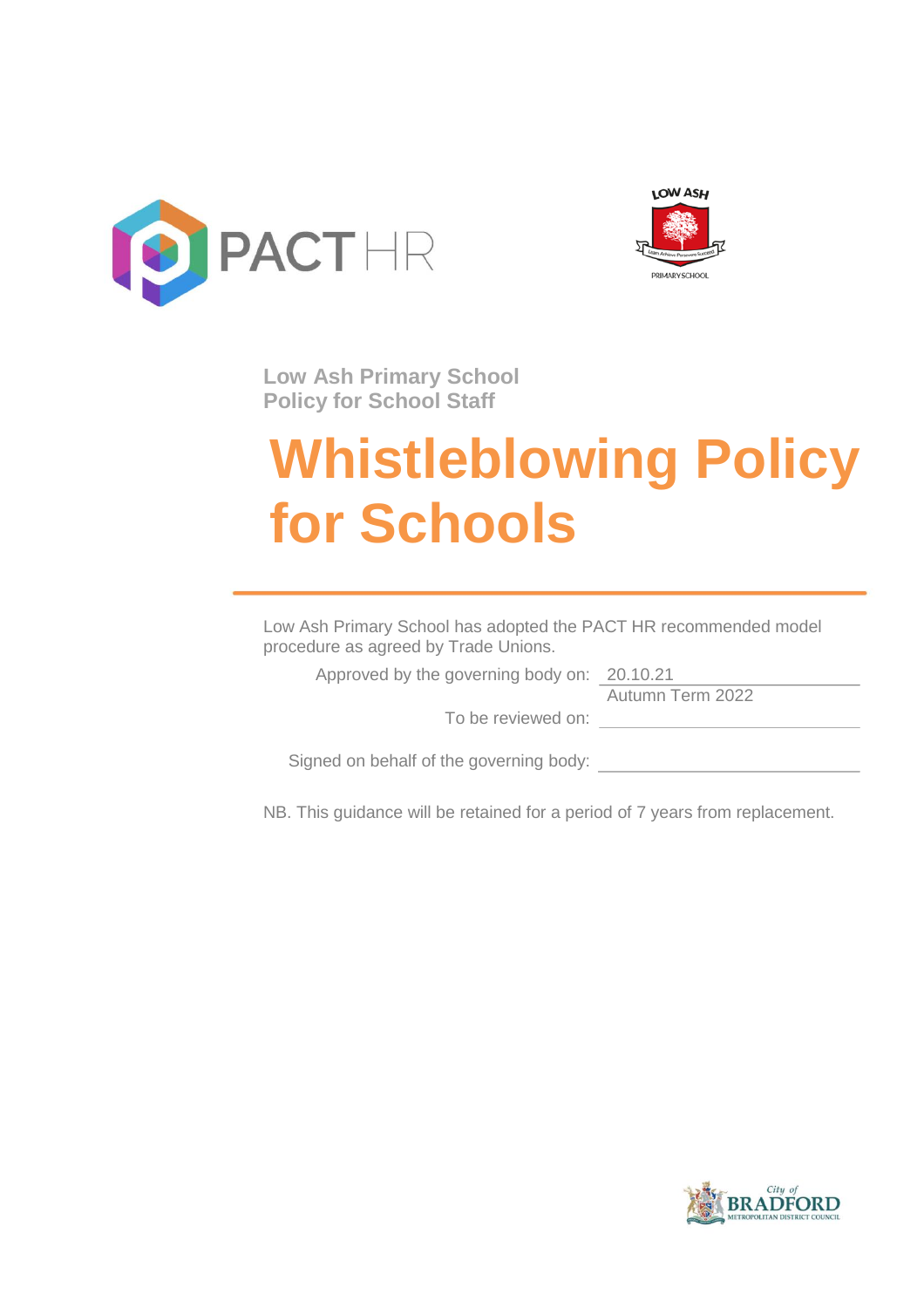Low Ash Primary School
Policy for School Staff

# Whistleblowing Policy for Schools

Low Ash Primary School has adopted the PACT HR recommended model procedure as agreed by Trade Unions.

Approved by the governing body on: 20.10.21

To be reviewed on: Autumn Term 2022

Signed on behalf of the governing body: ______________________

NB. This guidance will be retained for a period of 7 years from replacement.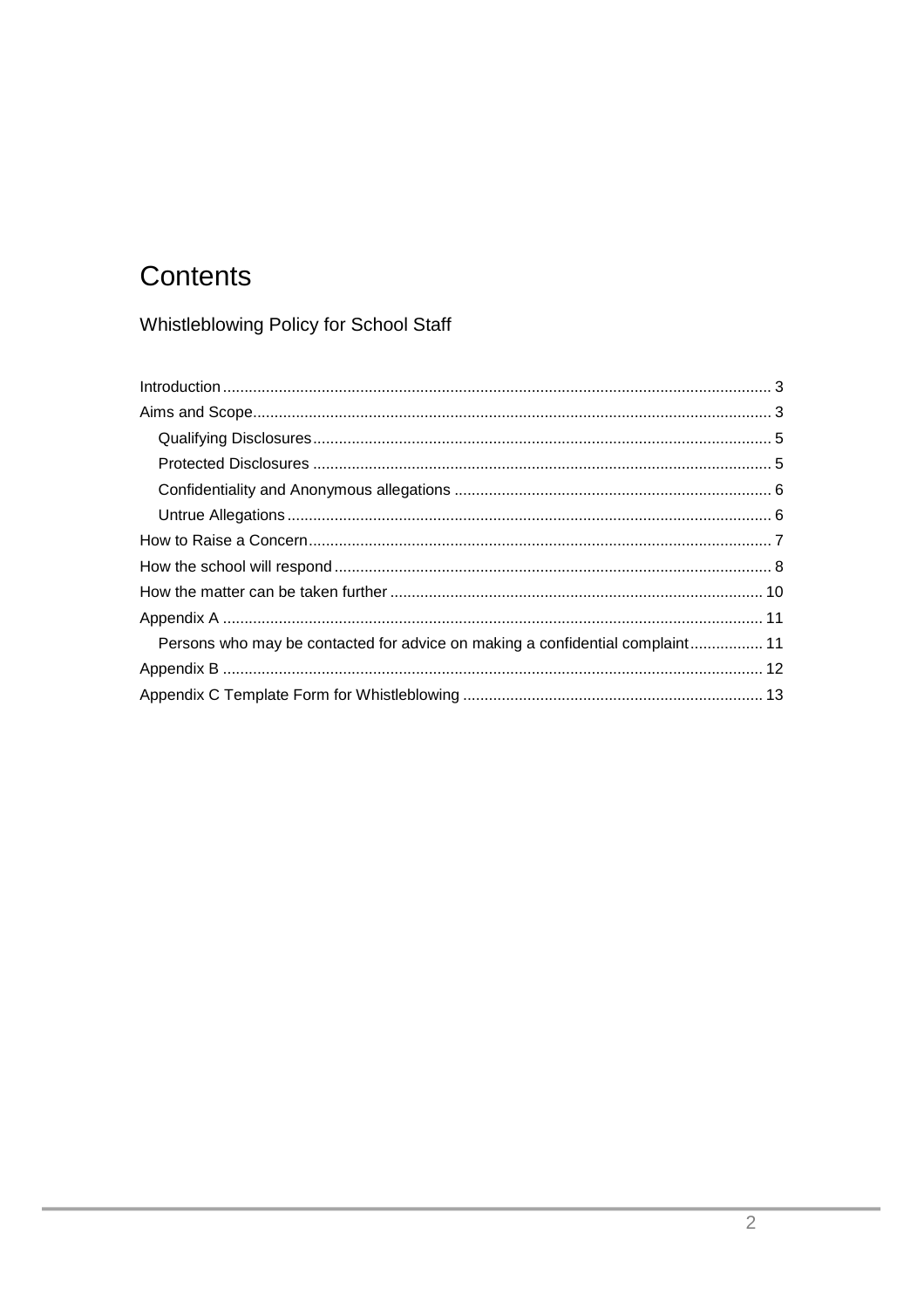# Contents

## Whistleblowing Policy for School Staff

- Introduction ........ 3
- Aims and Scope ........ 3
  - Qualifying Disclosures ........ 5
  - Protected Disclosures ........ 5
  - Confidentiality and Anonymous allegations ........ 6
  - Untrue Allegations ........ 6
- How to Raise a Concern ........ 7
- How the school will respond ........ 8
- How the matter can be taken further ........ 10
- Appendix A ........ 11
  - Persons who may be contacted for advice on making a confidential complaint ........ 11
- Appendix B ........ 12
- Appendix C Template Form for Whistleblowing ........ 13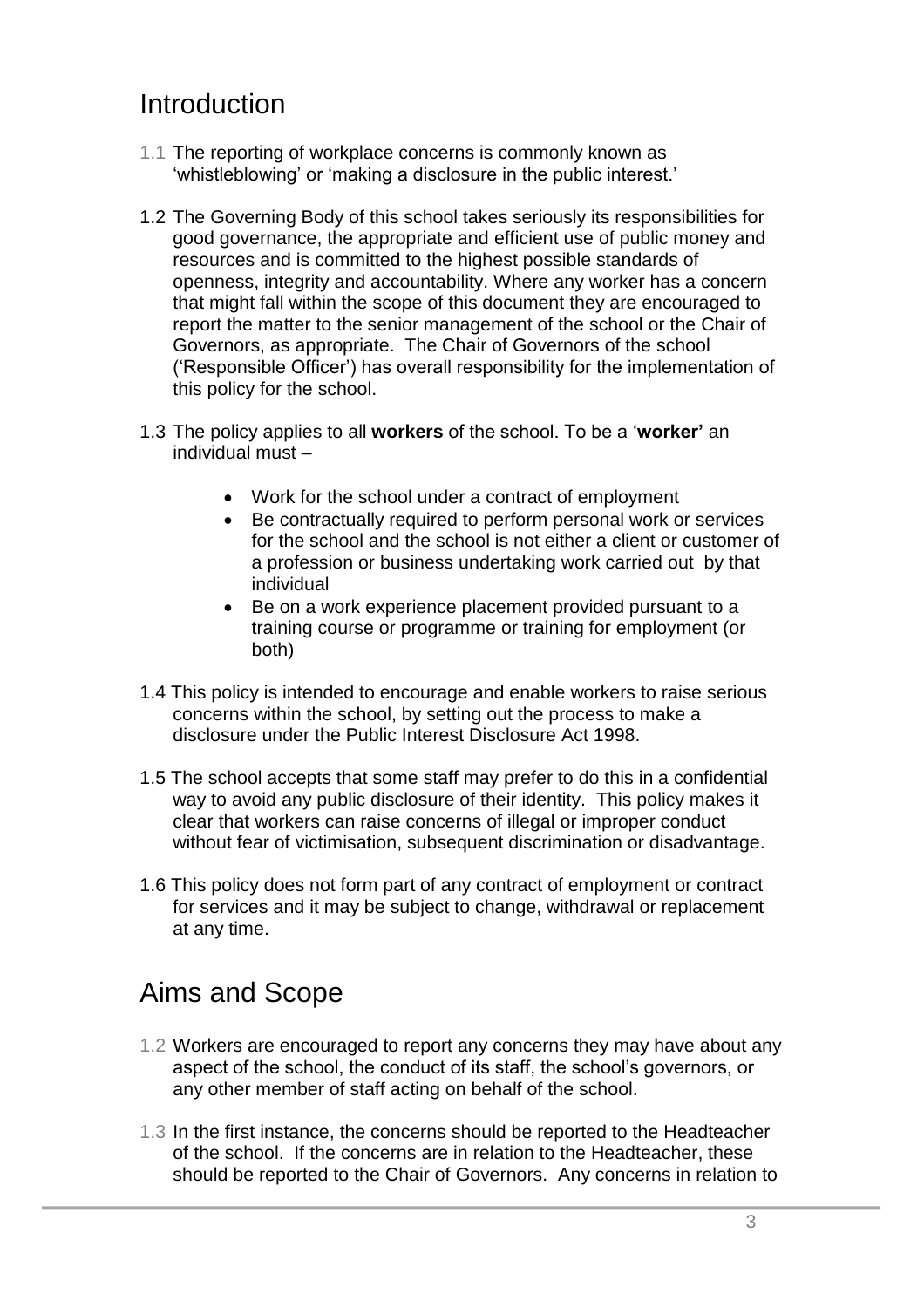## Introduction

1.1 The reporting of workplace concerns is commonly known as 'whistleblowing' or 'making a disclosure in the public interest.'

1.2 The Governing Body of this school takes seriously its responsibilities for good governance, the appropriate and efficient use of public money and resources and is committed to the highest possible standards of openness, integrity and accountability. Where any worker has a concern that might fall within the scope of this document they are encouraged to report the matter to the senior management of the school or the Chair of Governors, as appropriate. The Chair of Governors of the school ('Responsible Officer') has overall responsibility for the implementation of this policy for the school.

1.3 The policy applies to all **workers** of the school. To be a '**worker'** an individual must –

- Work for the school under a contract of employment
- Be contractually required to perform personal work or services for the school and the school is not either a client or customer of a profession or business undertaking work carried out by that individual
- Be on a work experience placement provided pursuant to a training course or programme or training for employment (or both)

1.4 This policy is intended to encourage and enable workers to raise serious concerns within the school, by setting out the process to make a disclosure under the Public Interest Disclosure Act 1998.

1.5 The school accepts that some staff may prefer to do this in a confidential way to avoid any public disclosure of their identity. This policy makes it clear that workers can raise concerns of illegal or improper conduct without fear of victimisation, subsequent discrimination or disadvantage.

1.6 This policy does not form part of any contract of employment or contract for services and it may be subject to change, withdrawal or replacement at any time.

## Aims and Scope

1.2 Workers are encouraged to report any concerns they may have about any aspect of the school, the conduct of its staff, the school's governors, or any other member of staff acting on behalf of the school.

1.3 In the first instance, the concerns should be reported to the Headteacher of the school. If the concerns are in relation to the Headteacher, these should be reported to the Chair of Governors. Any concerns in relation to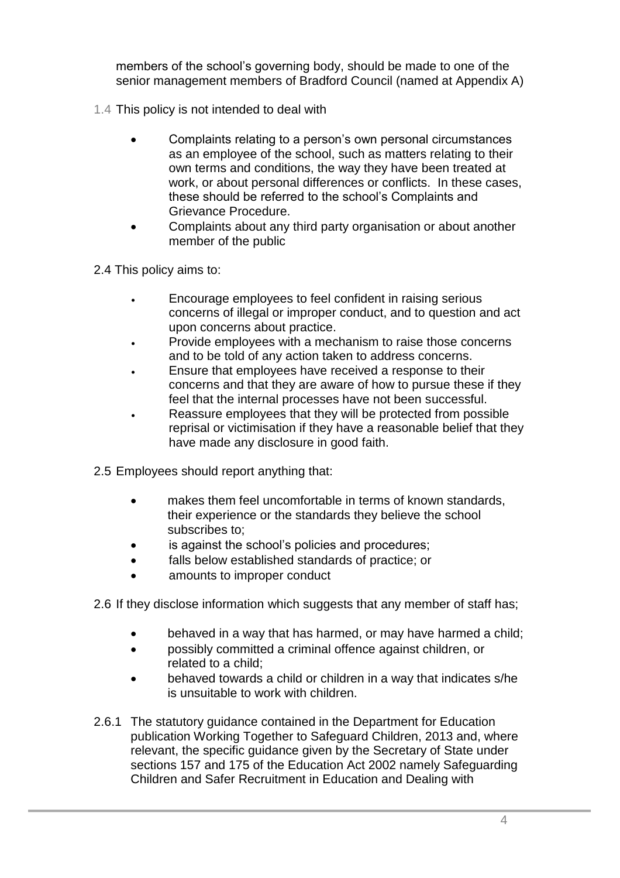members of the school's governing body, should be made to one of the senior management members of Bradford Council (named at Appendix A)

1.4 This policy is not intended to deal with

- Complaints relating to a person's own personal circumstances as an employee of the school, such as matters relating to their own terms and conditions, the way they have been treated at work, or about personal differences or conflicts. In these cases, these should be referred to the school's Complaints and Grievance Procedure.
- Complaints about any third party organisation or about another member of the public

2.4 This policy aims to:

- Encourage employees to feel confident in raising serious concerns of illegal or improper conduct, and to question and act upon concerns about practice.
- Provide employees with a mechanism to raise those concerns and to be told of any action taken to address concerns.
- Ensure that employees have received a response to their concerns and that they are aware of how to pursue these if they feel that the internal processes have not been successful.
- Reassure employees that they will be protected from possible reprisal or victimisation if they have a reasonable belief that they have made any disclosure in good faith.

2.5 Employees should report anything that:

- makes them feel uncomfortable in terms of known standards, their experience or the standards they believe the school subscribes to;
- is against the school's policies and procedures;
- falls below established standards of practice; or
- amounts to improper conduct

2.6 If they disclose information which suggests that any member of staff has;

- behaved in a way that has harmed, or may have harmed a child;
- possibly committed a criminal offence against children, or related to a child;
- behaved towards a child or children in a way that indicates s/he is unsuitable to work with children.

2.6.1 The statutory guidance contained in the Department for Education publication Working Together to Safeguard Children, 2013 and, where relevant, the specific guidance given by the Secretary of State under sections 157 and 175 of the Education Act 2002 namely Safeguarding Children and Safer Recruitment in Education and Dealing with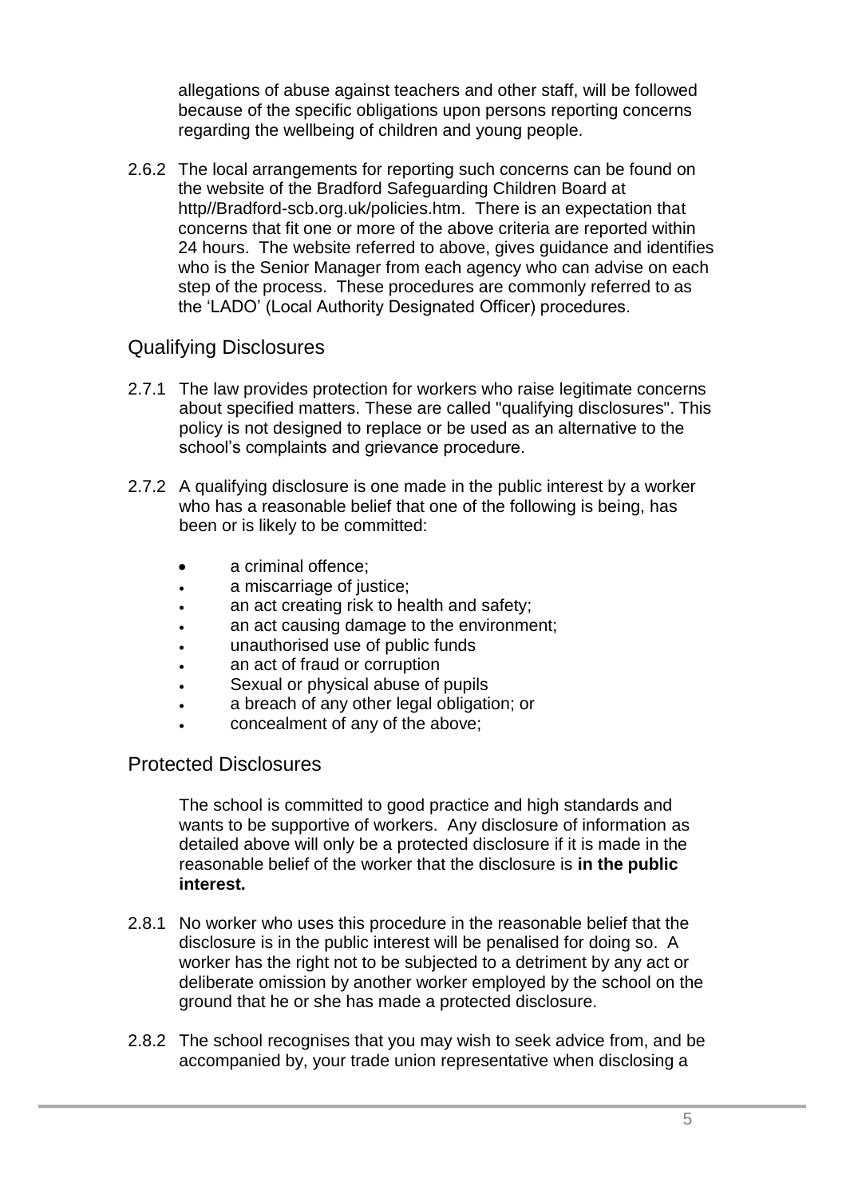allegations of abuse against teachers and other staff, will be followed because of the specific obligations upon persons reporting concerns regarding the wellbeing of children and young people.

2.6.2 The local arrangements for reporting such concerns can be found on the website of the Bradford Safeguarding Children Board at http//Bradford-scb.org.uk/policies.htm. There is an expectation that concerns that fit one or more of the above criteria are reported within 24 hours. The website referred to above, gives guidance and identifies who is the Senior Manager from each agency who can advise on each step of the process. These procedures are commonly referred to as the 'LADO' (Local Authority Designated Officer) procedures.

## Qualifying Disclosures

2.7.1 The law provides protection for workers who raise legitimate concerns about specified matters. These are called "qualifying disclosures". This policy is not designed to replace or be used as an alternative to the school's complaints and grievance procedure.

2.7.2 A qualifying disclosure is one made in the public interest by a worker who has a reasonable belief that one of the following is being, has been or is likely to be committed:

- a criminal offence;
- a miscarriage of justice;
- an act creating risk to health and safety;
- an act causing damage to the environment;
- unauthorised use of public funds
- an act of fraud or corruption
- Sexual or physical abuse of pupils
- a breach of any other legal obligation; or
- concealment of any of the above;

## Protected Disclosures

The school is committed to good practice and high standards and wants to be supportive of workers. Any disclosure of information as detailed above will only be a protected disclosure if it is made in the reasonable belief of the worker that the disclosure is **in the public interest.**

2.8.1 No worker who uses this procedure in the reasonable belief that the disclosure is in the public interest will be penalised for doing so. A worker has the right not to be subjected to a detriment by any act or deliberate omission by another worker employed by the school on the ground that he or she has made a protected disclosure.

2.8.2 The school recognises that you may wish to seek advice from, and be accompanied by, your trade union representative when disclosing a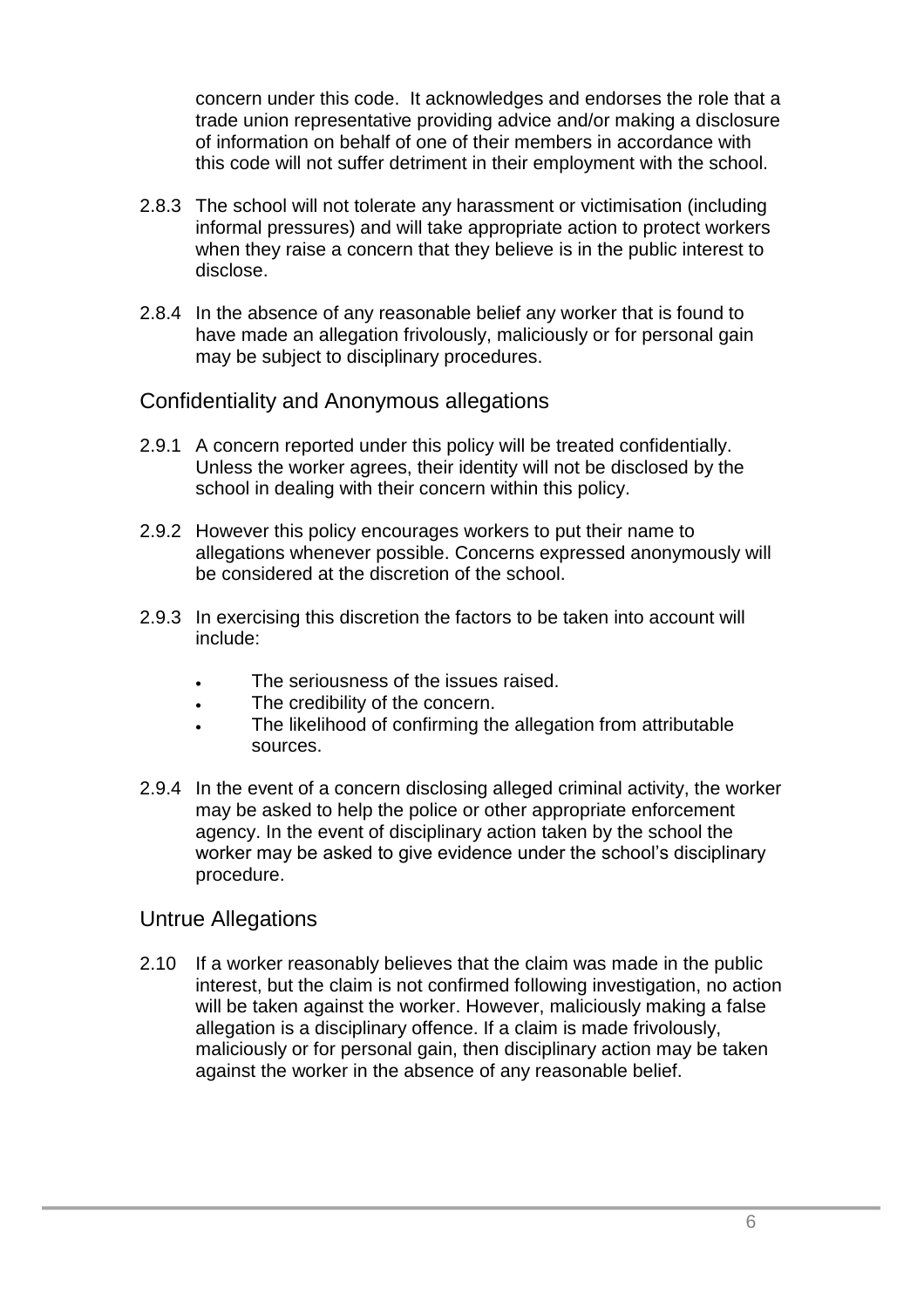concern under this code. It acknowledges and endorses the role that a trade union representative providing advice and/or making a disclosure of information on behalf of one of their members in accordance with this code will not suffer detriment in their employment with the school.

2.8.3 The school will not tolerate any harassment or victimisation (including informal pressures) and will take appropriate action to protect workers when they raise a concern that they believe is in the public interest to disclose.

2.8.4 In the absence of any reasonable belief any worker that is found to have made an allegation frivolously, maliciously or for personal gain may be subject to disciplinary procedures.

## Confidentiality and Anonymous allegations

2.9.1 A concern reported under this policy will be treated confidentially. Unless the worker agrees, their identity will not be disclosed by the school in dealing with their concern within this policy.

2.9.2 However this policy encourages workers to put their name to allegations whenever possible. Concerns expressed anonymously will be considered at the discretion of the school.

2.9.3 In exercising this discretion the factors to be taken into account will include:

- The seriousness of the issues raised.
- The credibility of the concern.
- The likelihood of confirming the allegation from attributable sources.

2.9.4 In the event of a concern disclosing alleged criminal activity, the worker may be asked to help the police or other appropriate enforcement agency. In the event of disciplinary action taken by the school the worker may be asked to give evidence under the school's disciplinary procedure.

## Untrue Allegations

2.10 If a worker reasonably believes that the claim was made in the public interest, but the claim is not confirmed following investigation, no action will be taken against the worker. However, maliciously making a false allegation is a disciplinary offence. If a claim is made frivolously, maliciously or for personal gain, then disciplinary action may be taken against the worker in the absence of any reasonable belief.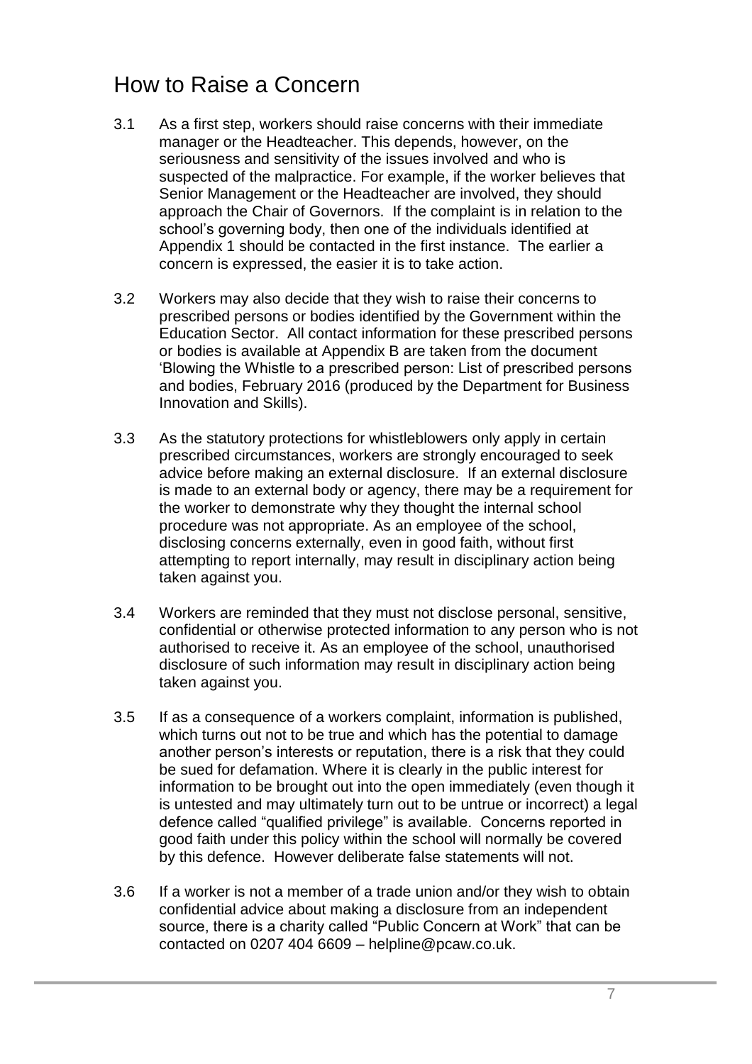## How to Raise a Concern

3.1 As a first step, workers should raise concerns with their immediate manager or the Headteacher. This depends, however, on the seriousness and sensitivity of the issues involved and who is suspected of the malpractice. For example, if the worker believes that Senior Management or the Headteacher are involved, they should approach the Chair of Governors. If the complaint is in relation to the school's governing body, then one of the individuals identified at Appendix 1 should be contacted in the first instance. The earlier a concern is expressed, the easier it is to take action.

3.2 Workers may also decide that they wish to raise their concerns to prescribed persons or bodies identified by the Government within the Education Sector. All contact information for these prescribed persons or bodies is available at Appendix B are taken from the document 'Blowing the Whistle to a prescribed person: List of prescribed persons and bodies, February 2016 (produced by the Department for Business Innovation and Skills).

3.3 As the statutory protections for whistleblowers only apply in certain prescribed circumstances, workers are strongly encouraged to seek advice before making an external disclosure. If an external disclosure is made to an external body or agency, there may be a requirement for the worker to demonstrate why they thought the internal school procedure was not appropriate. As an employee of the school, disclosing concerns externally, even in good faith, without first attempting to report internally, may result in disciplinary action being taken against you.

3.4 Workers are reminded that they must not disclose personal, sensitive, confidential or otherwise protected information to any person who is not authorised to receive it. As an employee of the school, unauthorised disclosure of such information may result in disciplinary action being taken against you.

3.5 If as a consequence of a workers complaint, information is published, which turns out not to be true and which has the potential to damage another person's interests or reputation, there is a risk that they could be sued for defamation. Where it is clearly in the public interest for information to be brought out into the open immediately (even though it is untested and may ultimately turn out to be untrue or incorrect) a legal defence called "qualified privilege" is available. Concerns reported in good faith under this policy within the school will normally be covered by this defence. However deliberate false statements will not.

3.6 If a worker is not a member of a trade union and/or they wish to obtain confidential advice about making a disclosure from an independent source, there is a charity called "Public Concern at Work" that can be contacted on 0207 404 6609 – helpline@pcaw.co.uk.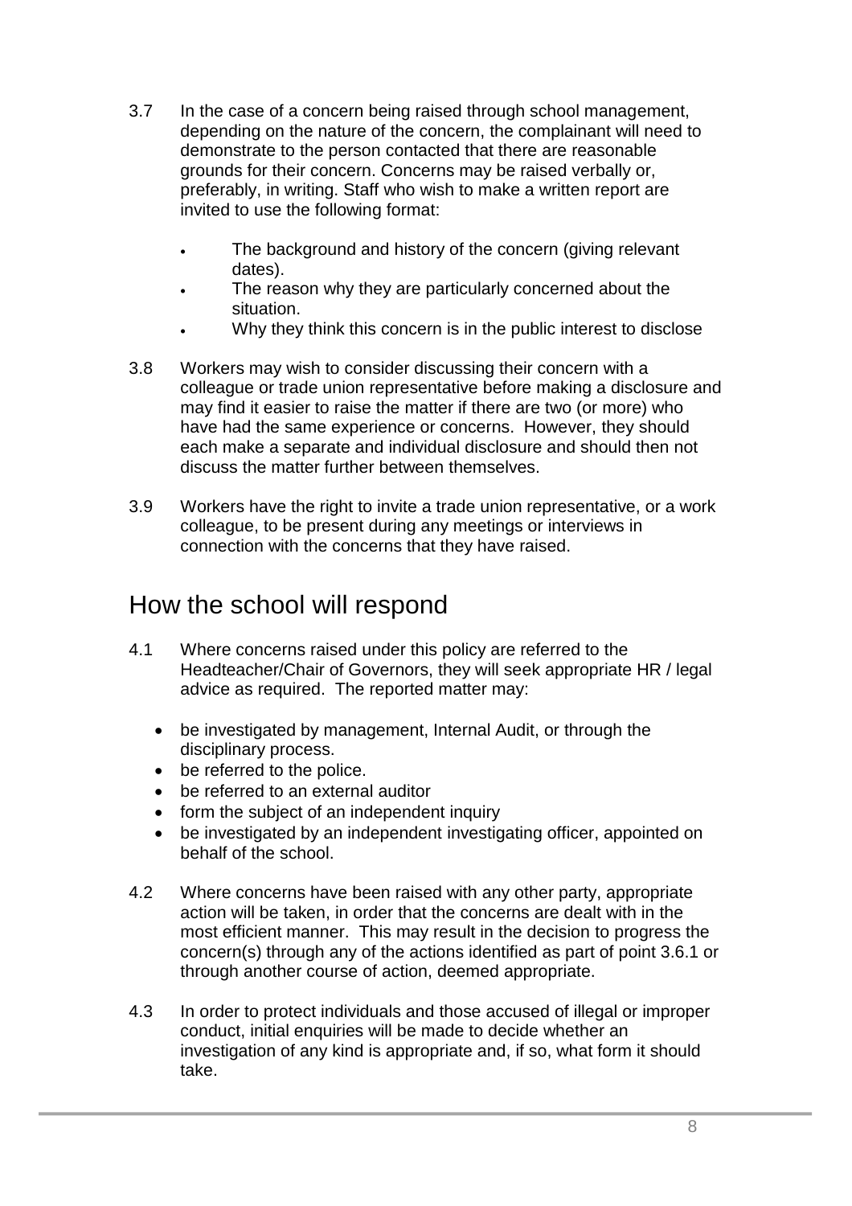3.7 In the case of a concern being raised through school management, depending on the nature of the concern, the complainant will need to demonstrate to the person contacted that there are reasonable grounds for their concern. Concerns may be raised verbally or, preferably, in writing. Staff who wish to make a written report are invited to use the following format:

- The background and history of the concern (giving relevant dates).
- The reason why they are particularly concerned about the situation.
- Why they think this concern is in the public interest to disclose

3.8 Workers may wish to consider discussing their concern with a colleague or trade union representative before making a disclosure and may find it easier to raise the matter if there are two (or more) who have had the same experience or concerns. However, they should each make a separate and individual disclosure and should then not discuss the matter further between themselves.

3.9 Workers have the right to invite a trade union representative, or a work colleague, to be present during any meetings or interviews in connection with the concerns that they have raised.

## How the school will respond

4.1 Where concerns raised under this policy are referred to the Headteacher/Chair of Governors, they will seek appropriate HR / legal advice as required. The reported matter may:

- be investigated by management, Internal Audit, or through the disciplinary process.
- be referred to the police.
- be referred to an external auditor
- form the subject of an independent inquiry
- be investigated by an independent investigating officer, appointed on behalf of the school.

4.2 Where concerns have been raised with any other party, appropriate action will be taken, in order that the concerns are dealt with in the most efficient manner. This may result in the decision to progress the concern(s) through any of the actions identified as part of point 3.6.1 or through another course of action, deemed appropriate.

4.3 In order to protect individuals and those accused of illegal or improper conduct, initial enquiries will be made to decide whether an investigation of any kind is appropriate and, if so, what form it should take.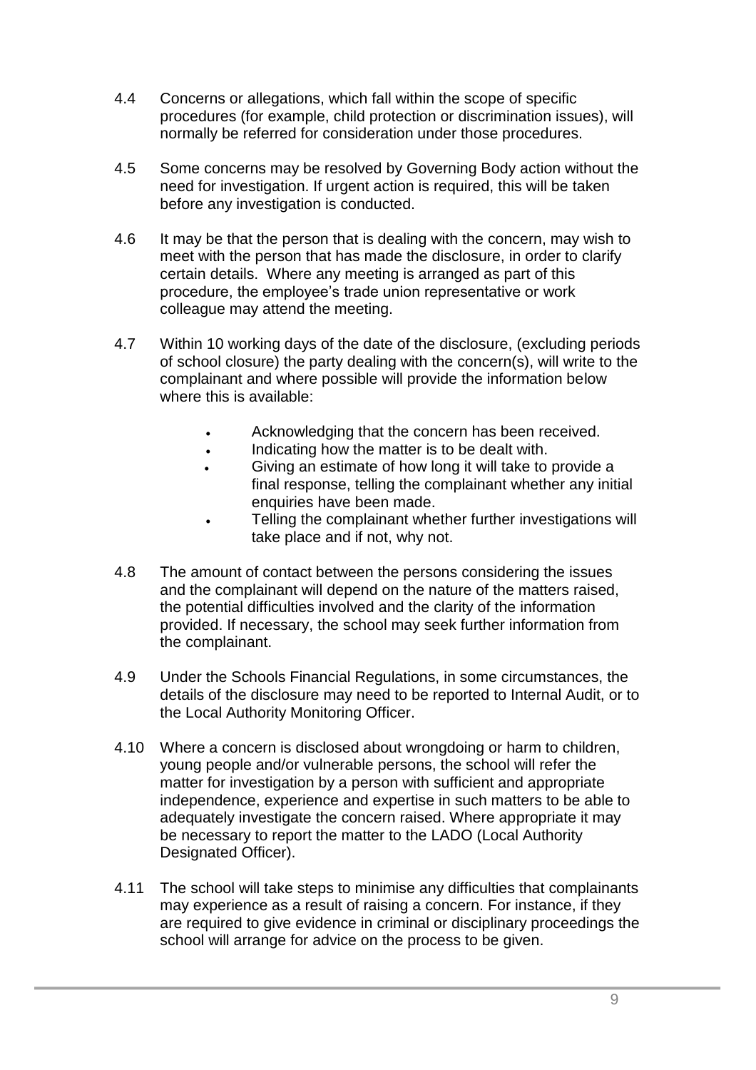4.4 Concerns or allegations, which fall within the scope of specific procedures (for example, child protection or discrimination issues), will normally be referred for consideration under those procedures.

4.5 Some concerns may be resolved by Governing Body action without the need for investigation. If urgent action is required, this will be taken before any investigation is conducted.

4.6 It may be that the person that is dealing with the concern, may wish to meet with the person that has made the disclosure, in order to clarify certain details. Where any meeting is arranged as part of this procedure, the employee's trade union representative or work colleague may attend the meeting.

4.7 Within 10 working days of the date of the disclosure, (excluding periods of school closure) the party dealing with the concern(s), will write to the complainant and where possible will provide the information below where this is available:

- Acknowledging that the concern has been received.
- Indicating how the matter is to be dealt with.
- Giving an estimate of how long it will take to provide a final response, telling the complainant whether any initial enquiries have been made.
- Telling the complainant whether further investigations will take place and if not, why not.

4.8 The amount of contact between the persons considering the issues and the complainant will depend on the nature of the matters raised, the potential difficulties involved and the clarity of the information provided. If necessary, the school may seek further information from the complainant.

4.9 Under the Schools Financial Regulations, in some circumstances, the details of the disclosure may need to be reported to Internal Audit, or to the Local Authority Monitoring Officer.

4.10 Where a concern is disclosed about wrongdoing or harm to children, young people and/or vulnerable persons, the school will refer the matter for investigation by a person with sufficient and appropriate independence, experience and expertise in such matters to be able to adequately investigate the concern raised. Where appropriate it may be necessary to report the matter to the LADO (Local Authority Designated Officer).

4.11 The school will take steps to minimise any difficulties that complainants may experience as a result of raising a concern. For instance, if they are required to give evidence in criminal or disciplinary proceedings the school will arrange for advice on the process to be given.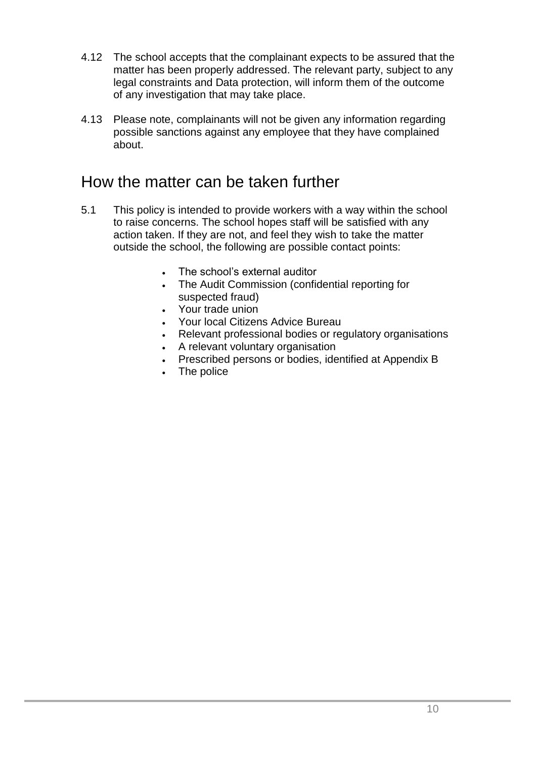4.12 The school accepts that the complainant expects to be assured that the matter has been properly addressed. The relevant party, subject to any legal constraints and Data protection, will inform them of the outcome of any investigation that may take place.

4.13 Please note, complainants will not be given any information regarding possible sanctions against any employee that they have complained about.

## How the matter can be taken further

5.1 This policy is intended to provide workers with a way within the school to raise concerns. The school hopes staff will be satisfied with any action taken. If they are not, and feel they wish to take the matter outside the school, the following are possible contact points:

- The school's external auditor
- The Audit Commission (confidential reporting for suspected fraud)
- Your trade union
- Your local Citizens Advice Bureau
- Relevant professional bodies or regulatory organisations
- A relevant voluntary organisation
- Prescribed persons or bodies, identified at Appendix B
- The police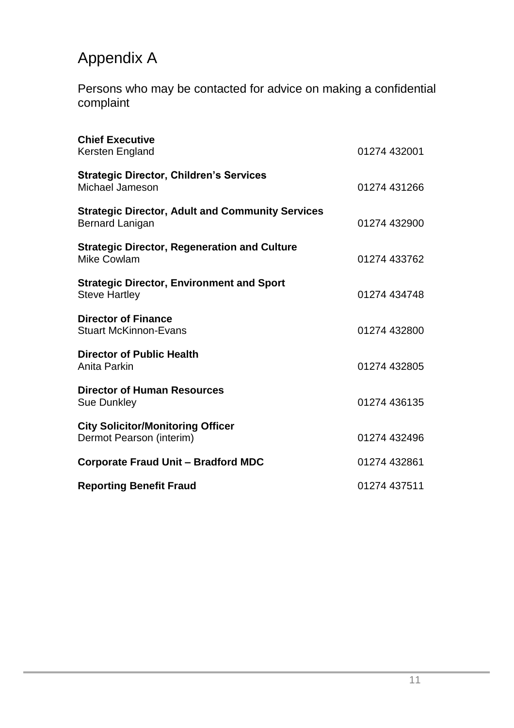# Appendix A

Persons who may be contacted for advice on making a confidential complaint

**Chief Executive**
Kersten England — 01274 432001

**Strategic Director, Children's Services**
Michael Jameson — 01274 431266

**Strategic Director, Adult and Community Services**
Bernard Lanigan — 01274 432900

**Strategic Director, Regeneration and Culture**
Mike Cowlam — 01274 433762

**Strategic Director, Environment and Sport**
Steve Hartley — 01274 434748

**Director of Finance**
Stuart McKinnon-Evans — 01274 432800

**Director of Public Health**
Anita Parkin — 01274 432805

**Director of Human Resources**
Sue Dunkley — 01274 436135

**City Solicitor/Monitoring Officer**
Dermot Pearson (interim) — 01274 432496

**Corporate Fraud Unit – Bradford MDC** — 01274 432861

**Reporting Benefit Fraud** — 01274 437511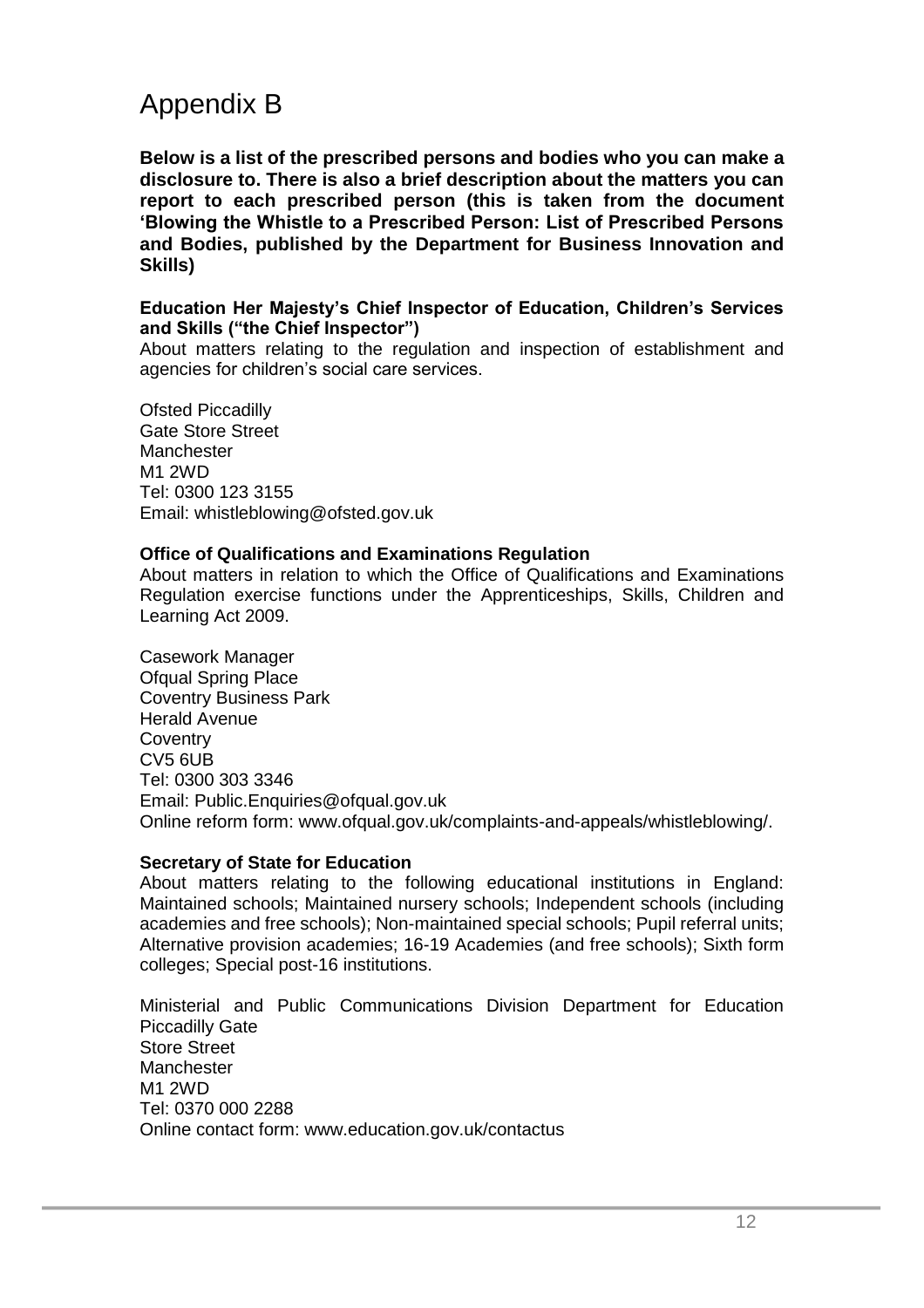# Appendix B

**Below is a list of the prescribed persons and bodies who you can make a disclosure to. There is also a brief description about the matters you can report to each prescribed person (this is taken from the document 'Blowing the Whistle to a Prescribed Person: List of Prescribed Persons and Bodies, published by the Department for Business Innovation and Skills)**

**Education Her Majesty's Chief Inspector of Education, Children's Services and Skills ("the Chief Inspector")**

About matters relating to the regulation and inspection of establishment and agencies for children's social care services.

Ofsted Piccadilly  
Gate Store Street  
Manchester  
M1 2WD  
Tel: 0300 123 3155  
Email: whistleblowing@ofsted.gov.uk

**Office of Qualifications and Examinations Regulation**

About matters in relation to which the Office of Qualifications and Examinations Regulation exercise functions under the Apprenticeships, Skills, Children and Learning Act 2009.

Casework Manager  
Ofqual Spring Place  
Coventry Business Park  
Herald Avenue  
Coventry  
CV5 6UB  
Tel: 0300 303 3346  
Email: Public.Enquiries@ofqual.gov.uk  
Online reform form: www.ofqual.gov.uk/complaints-and-appeals/whistleblowing/.

**Secretary of State for Education**

About matters relating to the following educational institutions in England: Maintained schools; Maintained nursery schools; Independent schools (including academies and free schools); Non-maintained special schools; Pupil referral units; Alternative provision academies; 16-19 Academies (and free schools); Sixth form colleges; Special post-16 institutions.

Ministerial and Public Communications Division Department for Education  
Piccadilly Gate  
Store Street  
Manchester  
M1 2WD  
Tel: 0370 000 2288  
Online contact form: www.education.gov.uk/contactus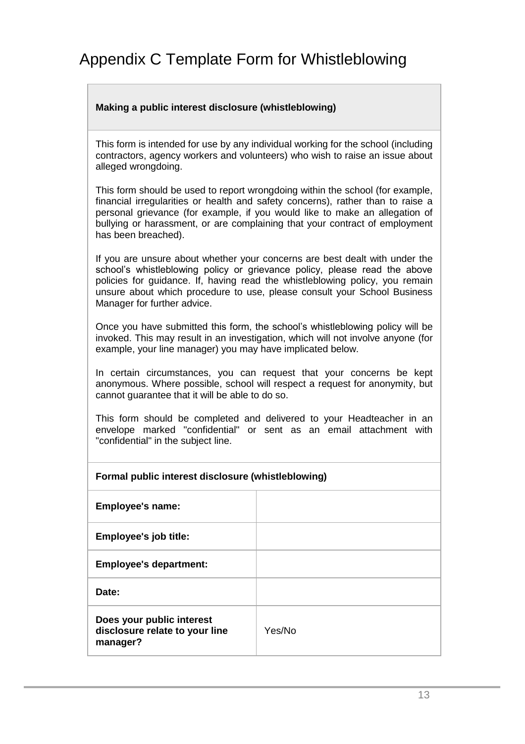# Appendix C Template Form for Whistleblowing

| **Making a public interest disclosure (whistleblowing)** |
|---|
| This form is intended for use by any individual working for the school (including contractors, agency workers and volunteers) who wish to raise an issue about alleged wrongdoing.<br><br>This form should be used to report wrongdoing within the school (for example, financial irregularities or health and safety concerns), rather than to raise a personal grievance (for example, if you would like to make an allegation of bullying or harassment, or are complaining that your contract of employment has been breached).<br><br>If you are unsure about whether your concerns are best dealt with under the school's whistleblowing policy or grievance policy, please read the above policies for guidance. If, having read the whistleblowing policy, you remain unsure about which procedure to use, please consult your School Business Manager for further advice.<br><br>Once you have submitted this form, the school's whistleblowing policy will be invoked. This may result in an investigation, which will not involve anyone (for example, your line manager) you may have implicated below.<br><br>In certain circumstances, you can request that your concerns be kept anonymous. Where possible, school will respect a request for anonymity, but cannot guarantee that it will be able to do so.<br><br>This form should be completed and delivered to your Headteacher in an envelope marked "confidential" or sent as an email attachment with "confidential" in the subject line. |

| **Formal public interest disclosure (whistleblowing)** | |
|---|---|
| **Employee's name:** | |
| **Employee's job title:** | |
| **Employee's department:** | |
| **Date:** | |
| **Does your public interest disclosure relate to your line manager?** | Yes/No |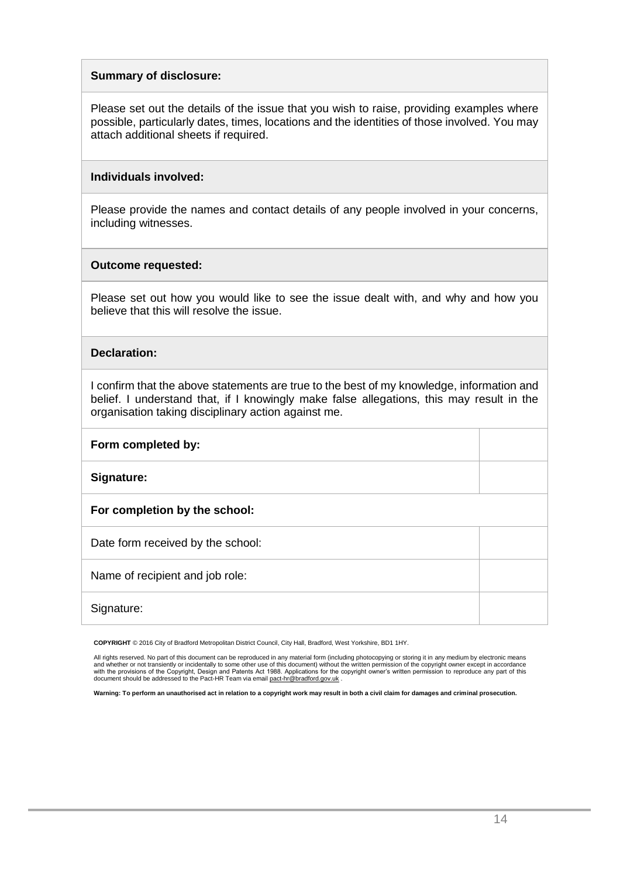| |
|---|
| **Summary of disclosure:** |
| Please set out the details of the issue that you wish to raise, providing examples where possible, particularly dates, times, locations and the identities of those involved. You may attach additional sheets if required. |
| **Individuals involved:** |
| Please provide the names and contact details of any people involved in your concerns, including witnesses. |
| **Outcome requested:** |
| Please set out how you would like to see the issue dealt with, and why and how you believe that this will resolve the issue. |
| **Declaration:** |
| I confirm that the above statements are true to the best of my knowledge, information and belief. I understand that, if I knowingly make false allegations, this may result in the organisation taking disciplinary action against me. |

| | |
|---|---|
| **Form completed by:** | |
| **Signature:** | |
| **For completion by the school:** | |
| Date form received by the school: | |
| Name of recipient and job role: | |
| Signature: | |

**COPYRIGHT** © 2016 City of Bradford Metropolitan District Council, City Hall, Bradford, West Yorkshire, BD1 1HY.

All rights reserved. No part of this document can be reproduced in any material form (including photocopying or storing it in any medium by electronic means and whether or not transiently or incidentally to some other use of this document) without the written permission of the copyright owner except in accordance with the provisions of the Copyright, Design and Patents Act 1988. Applications for the copyright owner's written permission to reproduce any part of this document should be addressed to the Pact-HR Team via email pact-hr@bradford.gov.uk .

**Warning: To perform an unauthorised act in relation to a copyright work may result in both a civil claim for damages and criminal prosecution.**